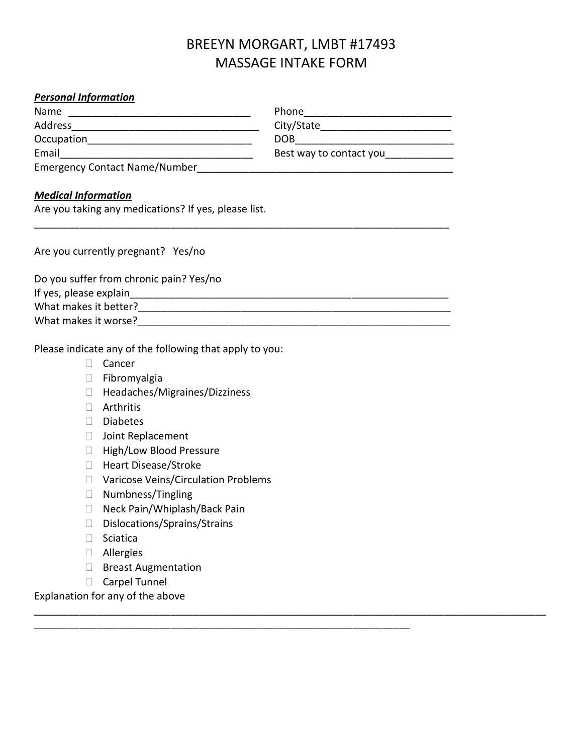# BREEYN MORGART, LMBT #17493
# MASSAGE INTAKE FORM

***Personal Information***

Name ________________________________ Phone__________________________

Address_________________________________ City/State_______________________

Occupation_____________________________ DOB____________________________

Email__________________________________ Best way to contact you____________

Emergency Contact Name/Number______________________________________________

***Medical Information***

Are you taking any medications? If yes, please list.

___________________________________________________________________________

Are you currently pregnant? Yes/no

Do you suffer from chronic pain? Yes/no

If yes, please explain____________________________________________________

What makes it better?____________________________________________________

What makes it worse?____________________________________________________

Please indicate any of the following that apply to you:

- ☐ Cancer
- ☐ Fibromyalgia
- ☐ Headaches/Migraines/Dizziness
- ☐ Arthritis
- ☐ Diabetes
- ☐ Joint Replacement
- ☐ High/Low Blood Pressure
- ☐ Heart Disease/Stroke
- ☐ Varicose Veins/Circulation Problems
- ☐ Numbness/Tingling
- ☐ Neck Pain/Whiplash/Back Pain
- ☐ Dislocations/Sprains/Strains
- ☐ Sciatica
- ☐ Allergies
- ☐ Breast Augmentation
- ☐ Carpel Tunnel

Explanation for any of the above

_____________________________________________________________________________________

____________________________________________________________________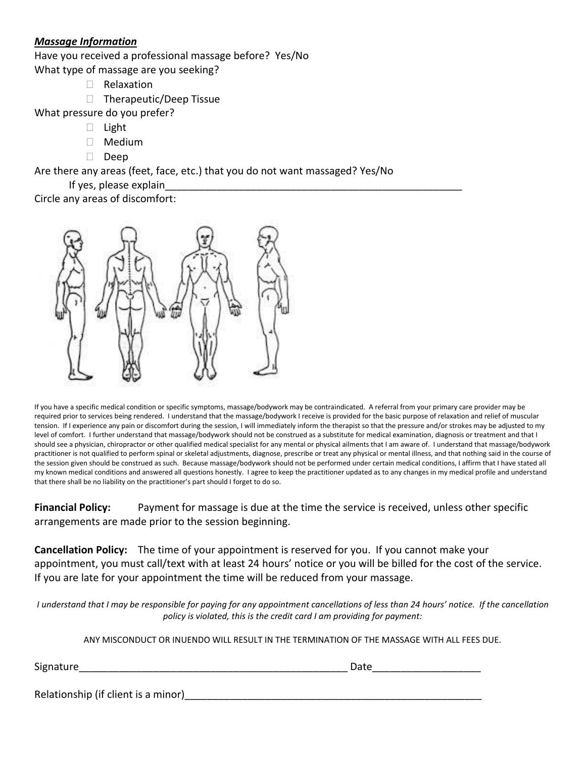***Massage Information***

Have you received a professional massage before? Yes/No

What type of massage are you seeking?

- Relaxation
- Therapeutic/Deep Tissue

What pressure do you prefer?

- Light
- Medium
- Deep

Are there any areas (feet, face, etc.) that you do not want massaged? Yes/No

If yes, please explain_____________________________________________________

Circle any areas of discomfort:

If you have a specific medical condition or specific symptoms, massage/bodywork may be contraindicated. A referral from your primary care provider may be required prior to services being rendered. I understand that the massage/bodywork I receive is provided for the basic purpose of relaxation and relief of muscular tension. If I experience any pain or discomfort during the session, I will immediately inform the therapist so that the pressure and/or strokes may be adjusted to my level of comfort. I further understand that massage/bodywork should not be construed as a substitute for medical examination, diagnosis or treatment and that I should see a physician, chiropractor or other qualified medical specialist for any mental or physical ailments that I am aware of. I understand that massage/bodywork practitioner is not qualified to perform spinal or skeletal adjustments, diagnose, prescribe or treat any physical or mental illness, and that nothing said in the course of the session given should be construed as such. Because massage/bodywork should not be performed under certain medical conditions, I affirm that I have stated all my known medical conditions and answered all questions honestly. I agree to keep the practitioner updated as to any changes in my medical profile and understand that there shall be no liability on the practitioner's part should I forget to do so.

**Financial Policy:** Payment for massage is due at the time the service is received, unless other specific arrangements are made prior to the session beginning.

**Cancellation Policy:** The time of your appointment is reserved for you. If you cannot make your appointment, you must call/text with at least 24 hours' notice or you will be billed for the cost of the service. If you are late for your appointment the time will be reduced from your massage.

*I understand that I may be responsible for paying for any appointment cancellations of less than 24 hours' notice. If the cancellation policy is violated, this is the credit card I am providing for payment:*

ANY MISCONDUCT OR INUENDO WILL RESULT IN THE TERMINATION OF THE MASSAGE WITH ALL FEES DUE.

Signature_________________________________________________ Date___________________

Relationship (if client is a minor)______________________________________________________